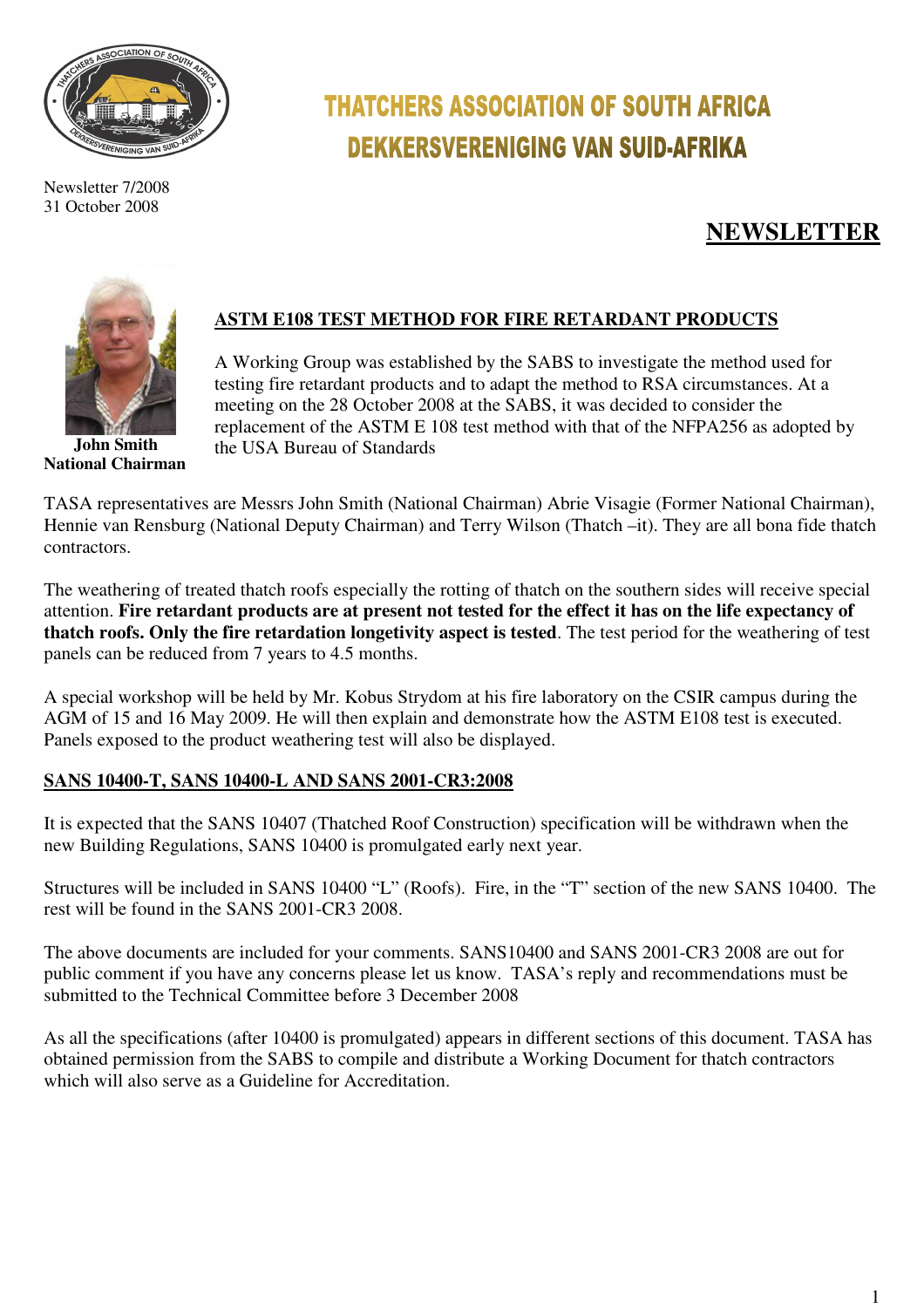# THATCHERS ASSOCIATION OF SOUTH AFRICA
# DEKKERSVERENIGING VAN SUID-AFRIKA

Newsletter 7/2008
31 October 2008

## NEWSLETTER

**John Smith**
**National Chairman**

### ASTM E108 TEST METHOD FOR FIRE RETARDANT PRODUCTS

A Working Group was established by the SABS to investigate the method used for testing fire retardant products and to adapt the method to RSA circumstances. At a meeting on the 28 October 2008 at the SABS, it was decided to consider the replacement of the ASTM E 108 test method with that of the NFPA256 as adopted by the USA Bureau of Standards

TASA representatives are Messrs John Smith (National Chairman) Abrie Visagie (Former National Chairman), Hennie van Rensburg (National Deputy Chairman) and Terry Wilson (Thatch –it). They are all bona fide thatch contractors.

The weathering of treated thatch roofs especially the rotting of thatch on the southern sides will receive special attention. **Fire retardant products are at present not tested for the effect it has on the life expectancy of thatch roofs. Only the fire retardation longevity aspect is tested**. The test period for the weathering of test panels can be reduced from 7 years to 4.5 months.

A special workshop will be held by Mr. Kobus Strydom at his fire laboratory on the CSIR campus during the AGM of 15 and 16 May 2009. He will then explain and demonstrate how the ASTM E108 test is executed. Panels exposed to the product weathering test will also be displayed.

### SANS 10400-T, SANS 10400-L AND SANS 2001-CR3:2008

It is expected that the SANS 10407 (Thatched Roof Construction) specification will be withdrawn when the new Building Regulations, SANS 10400 is promulgated early next year.

Structures will be included in SANS 10400 "L" (Roofs). Fire, in the "T" section of the new SANS 10400. The rest will be found in the SANS 2001-CR3 2008.

The above documents are included for your comments. SANS10400 and SANS 2001-CR3 2008 are out for public comment if you have any concerns please let us know. TASA's reply and recommendations must be submitted to the Technical Committee before 3 December 2008

As all the specifications (after 10400 is promulgated) appears in different sections of this document. TASA has obtained permission from the SABS to compile and distribute a Working Document for thatch contractors which will also serve as a Guideline for Accreditation.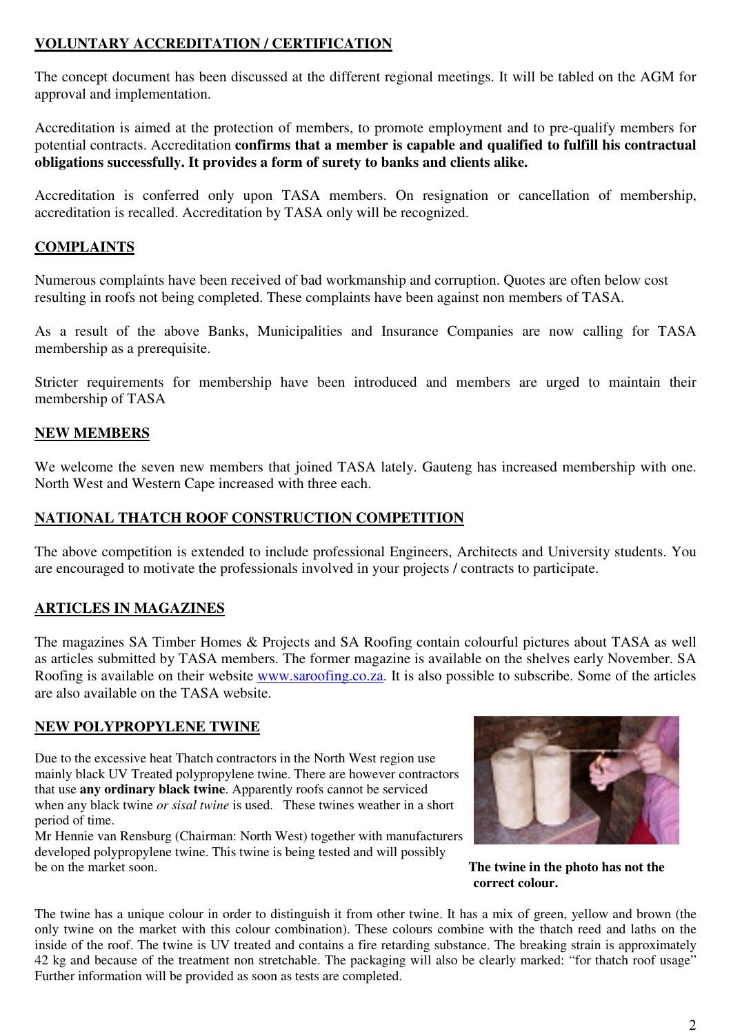## VOLUNTARY ACCREDITATION / CERTIFICATION

The concept document has been discussed at the different regional meetings. It will be tabled on the AGM for approval and implementation.

Accreditation is aimed at the protection of members, to promote employment and to pre-qualify members for potential contracts. Accreditation **confirms that a member is capable and qualified to fulfill his contractual obligations successfully. It provides a form of surety to banks and clients alike.**

Accreditation is conferred only upon TASA members. On resignation or cancellation of membership, accreditation is recalled. Accreditation by TASA only will be recognized.

## COMPLAINTS

Numerous complaints have been received of bad workmanship and corruption. Quotes are often below cost resulting in roofs not being completed. These complaints have been against non members of TASA.

As a result of the above Banks, Municipalities and Insurance Companies are now calling for TASA membership as a prerequisite.

Stricter requirements for membership have been introduced and members are urged to maintain their membership of TASA

## NEW MEMBERS

We welcome the seven new members that joined TASA lately. Gauteng has increased membership with one. North West and Western Cape increased with three each.

## NATIONAL THATCH ROOF CONSTRUCTION COMPETITION

The above competition is extended to include professional Engineers, Architects and University students. You are encouraged to motivate the professionals involved in your projects / contracts to participate.

## ARTICLES IN MAGAZINES

The magazines SA Timber Homes & Projects and SA Roofing contain colourful pictures about TASA as well as articles submitted by TASA members. The former magazine is available on the shelves early November. SA Roofing is available on their website www.saroofing.co.za. It is also possible to subscribe. Some of the articles are also available on the TASA website.

## NEW POLYPROPYLENE TWINE

Due to the excessive heat Thatch contractors in the North West region use mainly black UV Treated polypropylene twine. There are however contractors that use **any ordinary black twine**. Apparently roofs cannot be serviced when any black twine *or sisal twine* is used. These twines weather in a short period of time.
Mr Hennie van Rensburg (Chairman: North West) together with manufacturers developed polypropylene twine. This twine is being tested and will possibly be on the market soon.

**The twine in the photo has not the correct colour.**

The twine has a unique colour in order to distinguish it from other twine. It has a mix of green, yellow and brown (the only twine on the market with this colour combination). These colours combine with the thatch reed and laths on the inside of the roof. The twine is UV treated and contains a fire retarding substance. The breaking strain is approximately 42 kg and because of the treatment non stretchable. The packaging will also be clearly marked: "for thatch roof usage" Further information will be provided as soon as tests are completed.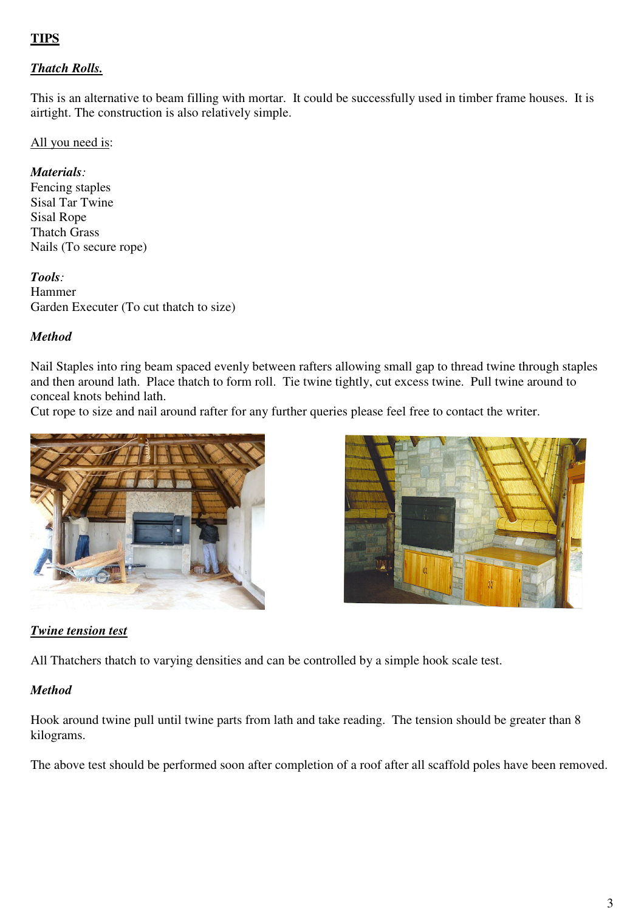# TIPS

## *Thatch Rolls.*

This is an alternative to beam filling with mortar. It could be successfully used in timber frame houses. It is airtight. The construction is also relatively simple.

All you need is:

***Materials:***
Fencing staples
Sisal Tar Twine
Sisal Rope
Thatch Grass
Nails (To secure rope)

***Tools:***
Hammer
Garden Executer (To cut thatch to size)

***Method***

Nail Staples into ring beam spaced evenly between rafters allowing small gap to thread twine through staples and then around lath. Place thatch to form roll. Tie twine tightly, cut excess twine. Pull twine around to conceal knots behind lath.
Cut rope to size and nail around rafter for any further queries please feel free to contact the writer.

## *Twine tension test*

All Thatchers thatch to varying densities and can be controlled by a simple hook scale test.

***Method***

Hook around twine pull until twine parts from lath and take reading. The tension should be greater than 8 kilograms.

The above test should be performed soon after completion of a roof after all scaffold poles have been removed.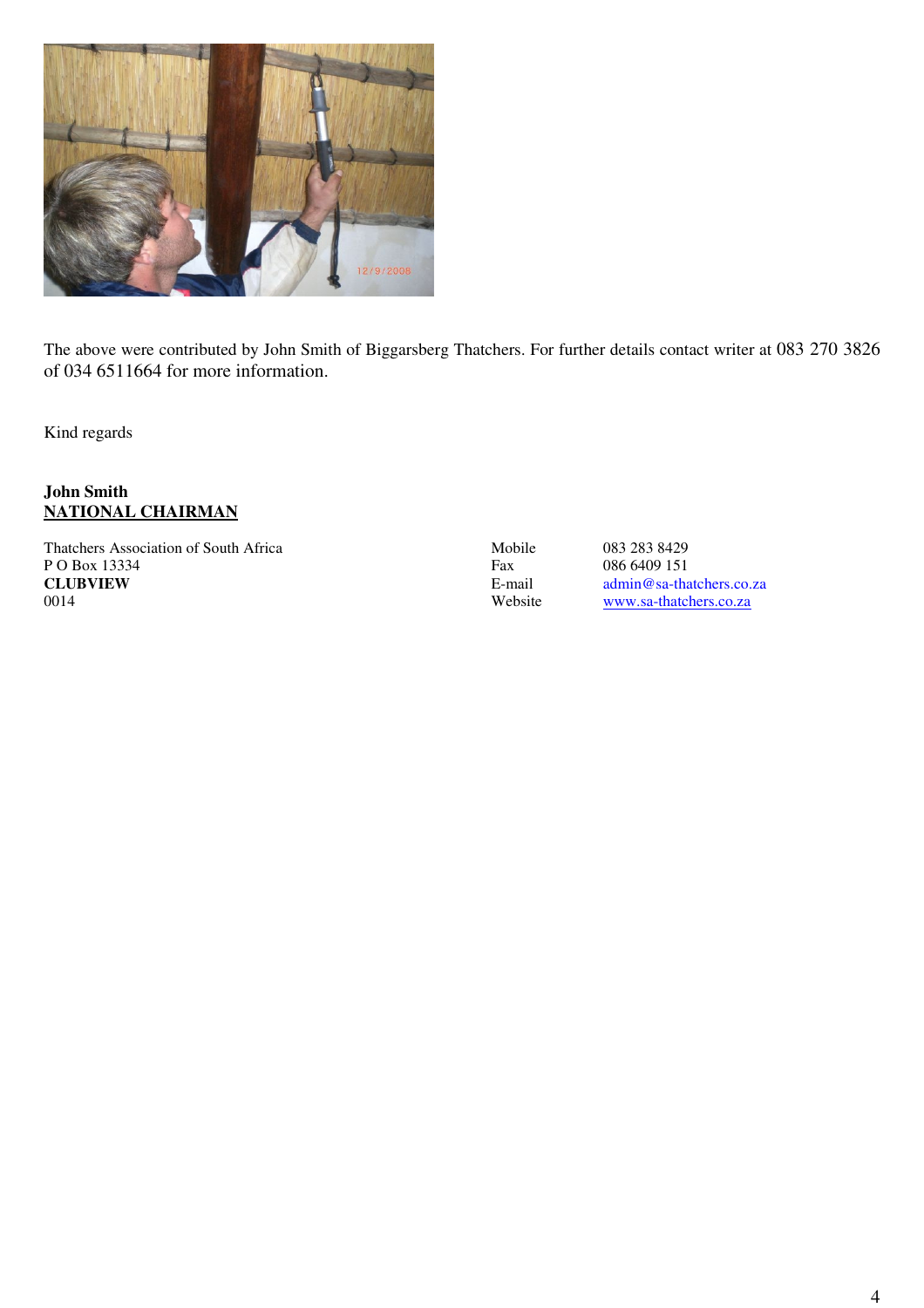The above were contributed by John Smith of Biggarsberg Thatchers. For further details contact writer at 083 270 3826 of 034 6511664 for more information.

Kind regards

**John Smith**
**NATIONAL CHAIRMAN**

Thatchers Association of South Africa
P O Box 13334
**CLUBVIEW**
0014

| | |
|---|---|
| Mobile | 083 283 8429 |
| Fax | 086 6409 151 |
| E-mail | admin@sa-thatchers.co.za |
| Website | www.sa-thatchers.co.za |